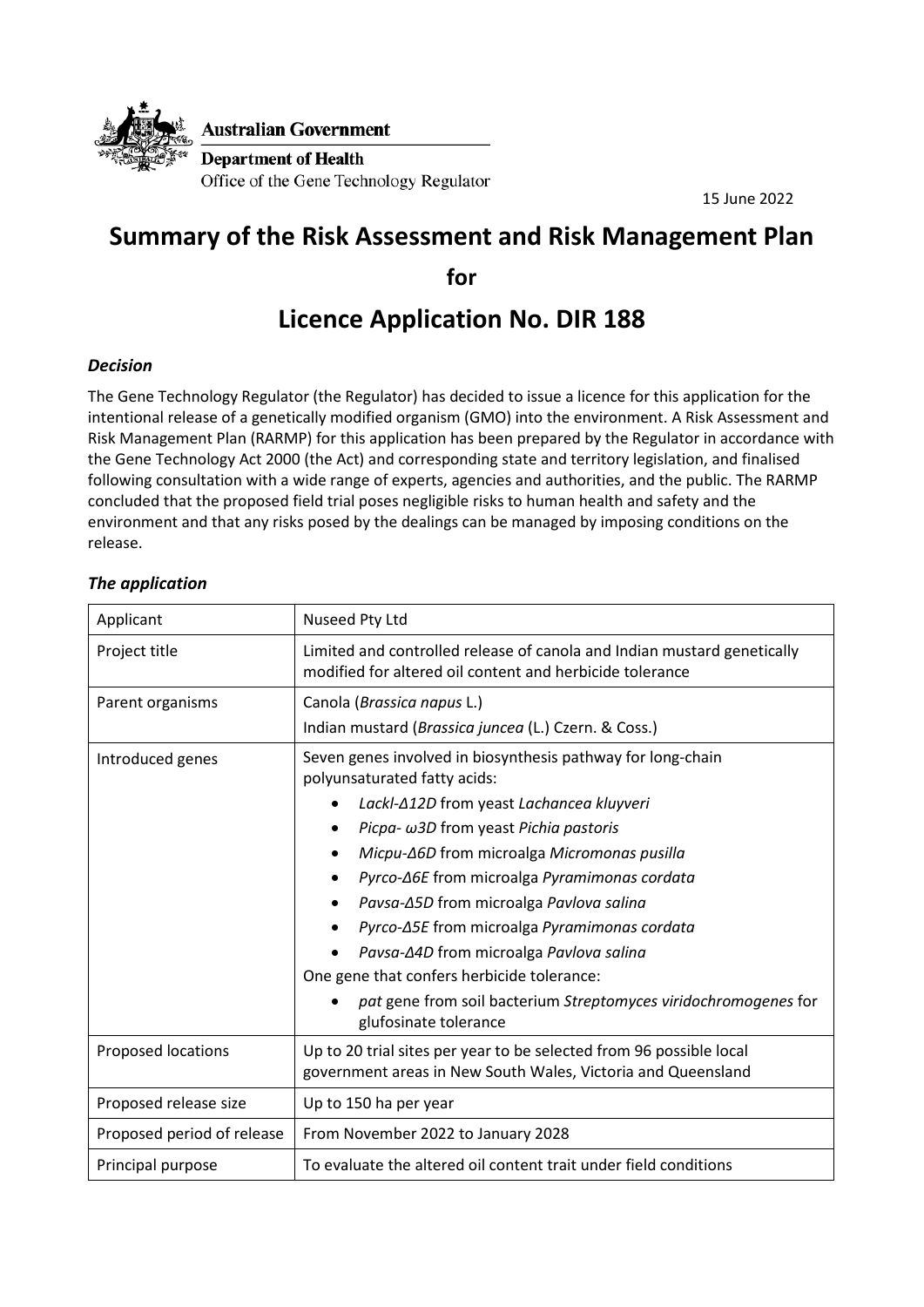**Australian Government**

**Department of Health**

Office of the Gene Technology Regulator

15 June 2022

# Summary of the Risk Assessment and Risk Management Plan

## for

# Licence Application No. DIR 188

### *Decision*

The Gene Technology Regulator (the Regulator) has decided to issue a licence for this application for the intentional release of a genetically modified organism (GMO) into the environment. A Risk Assessment and Risk Management Plan (RARMP) for this application has been prepared by the Regulator in accordance with the Gene Technology Act 2000 (the Act) and corresponding state and territory legislation, and finalised following consultation with a wide range of experts, agencies and authorities, and the public. The RARMP concluded that the proposed field trial poses negligible risks to human health and safety and the environment and that any risks posed by the dealings can be managed by imposing conditions on the release.

### *The application*

| | |
|---|---|
| Applicant | Nuseed Pty Ltd |
| Project title | Limited and controlled release of canola and Indian mustard genetically modified for altered oil content and herbicide tolerance |
| Parent organisms | Canola (*Brassica napus* L.)<br>Indian mustard (*Brassica juncea* (L.) Czern. & Coss.) |
| Introduced genes | Seven genes involved in biosynthesis pathway for long-chain polyunsaturated fatty acids:<br>• *Lackl-Δ12D* from yeast *Lachancea kluyveri*<br>• *Picpa- ω3D* from yeast *Pichia pastoris*<br>• *Micpu-Δ6D* from microalga *Micromonas pusilla*<br>• *Pyrco-Δ6E* from microalga *Pyramimonas cordata*<br>• *Pavsa-Δ5D* from microalga *Pavlova salina*<br>• *Pyrco-Δ5E* from microalga *Pyramimonas cordata*<br>• *Pavsa-Δ4D* from microalga *Pavlova salina*<br>One gene that confers herbicide tolerance:<br>• *pat* gene from soil bacterium *Streptomyces viridochromogenes* for glufosinate tolerance |
| Proposed locations | Up to 20 trial sites per year to be selected from 96 possible local government areas in New South Wales, Victoria and Queensland |
| Proposed release size | Up to 150 ha per year |
| Proposed period of release | From November 2022 to January 2028 |
| Principal purpose | To evaluate the altered oil content trait under field conditions |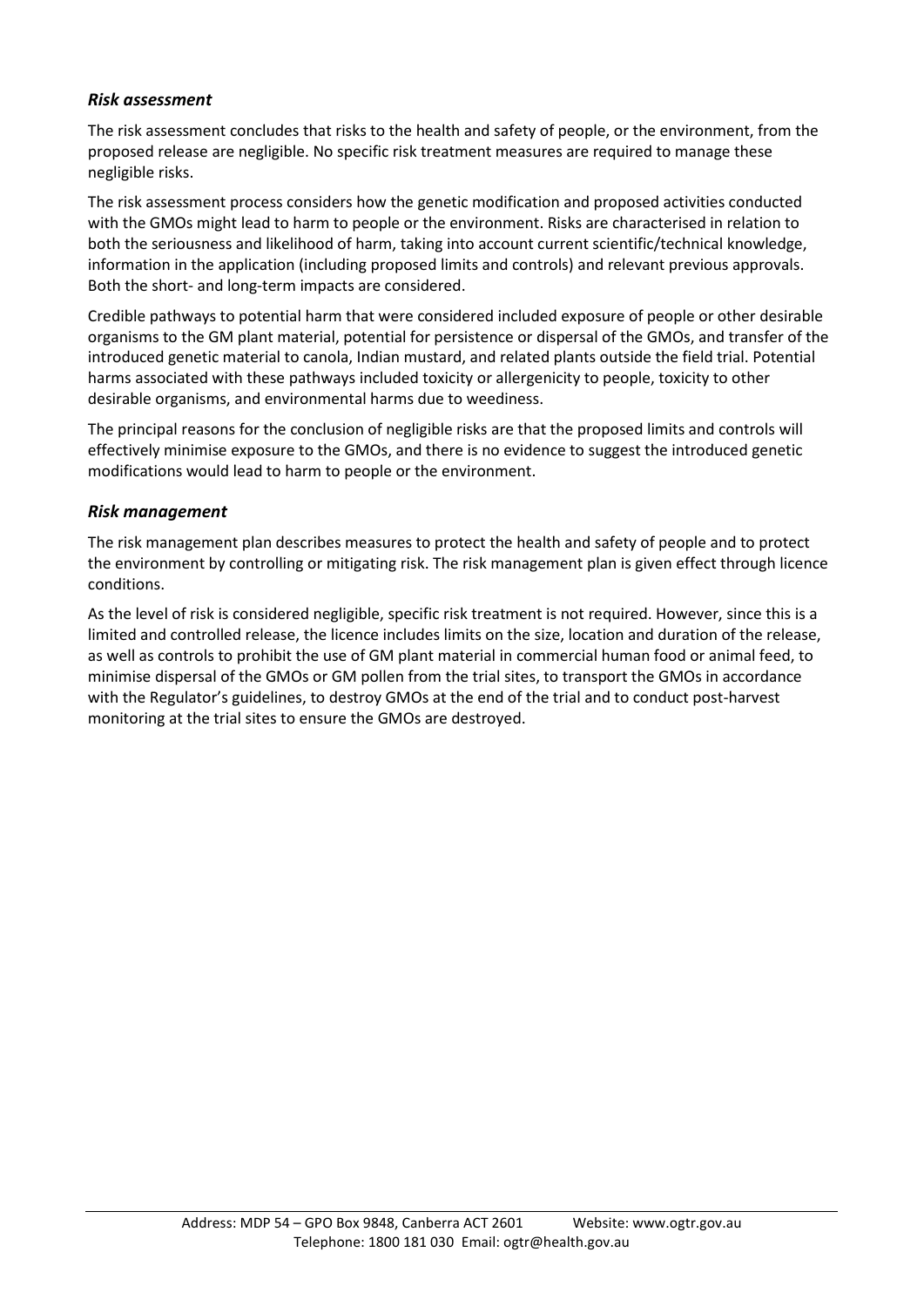### *Risk assessment*

The risk assessment concludes that risks to the health and safety of people, or the environment, from the proposed release are negligible. No specific risk treatment measures are required to manage these negligible risks.

The risk assessment process considers how the genetic modification and proposed activities conducted with the GMOs might lead to harm to people or the environment. Risks are characterised in relation to both the seriousness and likelihood of harm, taking into account current scientific/technical knowledge, information in the application (including proposed limits and controls) and relevant previous approvals. Both the short- and long-term impacts are considered.

Credible pathways to potential harm that were considered included exposure of people or other desirable organisms to the GM plant material, potential for persistence or dispersal of the GMOs, and transfer of the introduced genetic material to canola, Indian mustard, and related plants outside the field trial. Potential harms associated with these pathways included toxicity or allergenicity to people, toxicity to other desirable organisms, and environmental harms due to weediness.

The principal reasons for the conclusion of negligible risks are that the proposed limits and controls will effectively minimise exposure to the GMOs, and there is no evidence to suggest the introduced genetic modifications would lead to harm to people or the environment.

### *Risk management*

The risk management plan describes measures to protect the health and safety of people and to protect the environment by controlling or mitigating risk. The risk management plan is given effect through licence conditions.

As the level of risk is considered negligible, specific risk treatment is not required. However, since this is a limited and controlled release, the licence includes limits on the size, location and duration of the release, as well as controls to prohibit the use of GM plant material in commercial human food or animal feed, to minimise dispersal of the GMOs or GM pollen from the trial sites, to transport the GMOs in accordance with the Regulator's guidelines, to destroy GMOs at the end of the trial and to conduct post-harvest monitoring at the trial sites to ensure the GMOs are destroyed.